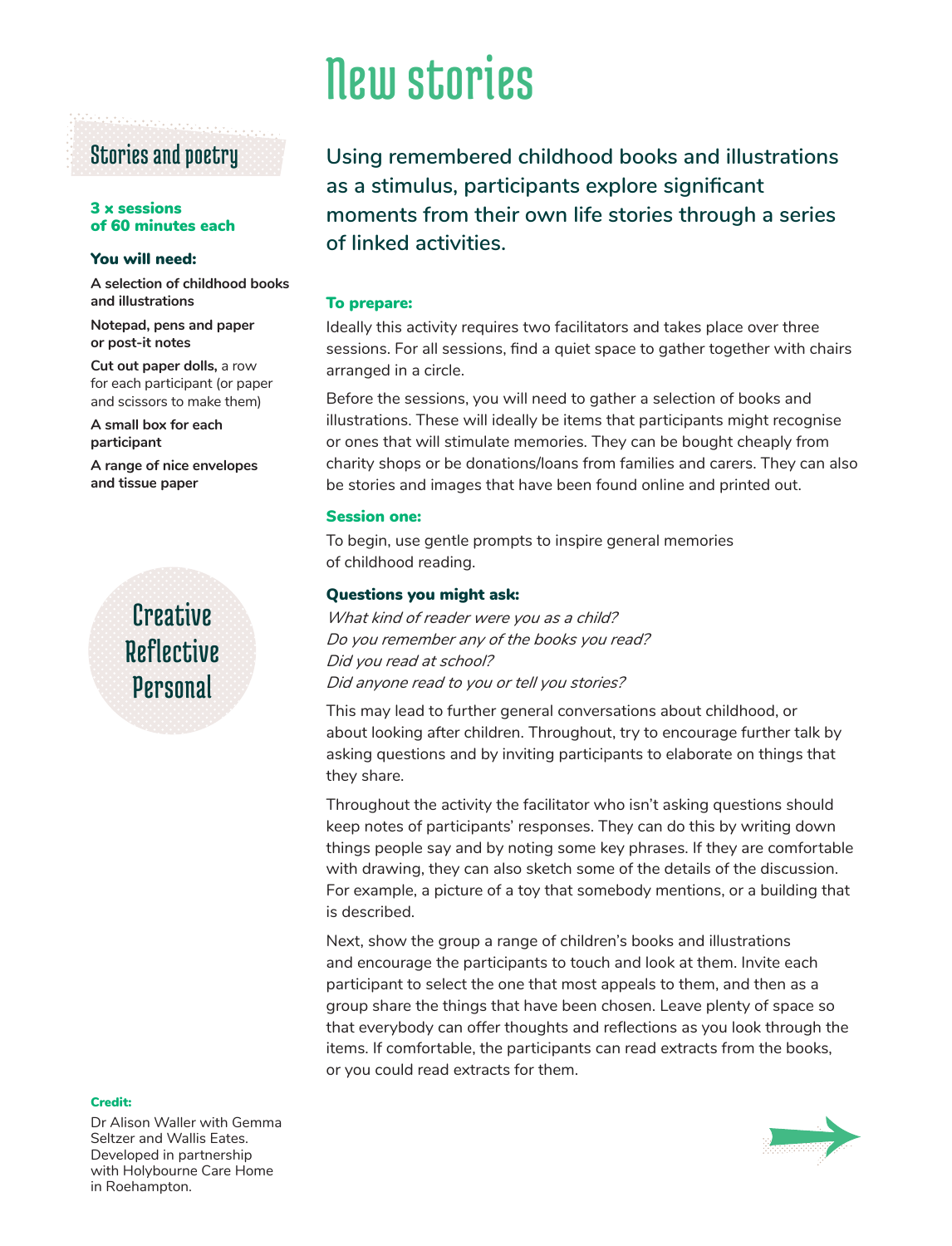# New stories

## Stories and poetry

**3 x sessions of 60 minutes each**

**You will need:**

**A selection of childhood books and illustrations**

**Notepad, pens and paper or post-it notes**

**Cut out paper dolls,** a row for each participant (or paper and scissors to make them)

**A small box for each participant**

**A range of nice envelopes and tissue paper**

Creative
Reflective
Personal

**Credit:**

Dr Alison Waller with Gemma Seltzer and Wallis Eates. Developed in partnership with Holybourne Care Home in Roehampton.

**Using remembered childhood books and illustrations as a stimulus, participants explore significant moments from their own life stories through a series of linked activities.**

### To prepare:

Ideally this activity requires two facilitators and takes place over three sessions. For all sessions, find a quiet space to gather together with chairs arranged in a circle.

Before the sessions, you will need to gather a selection of books and illustrations. These will ideally be items that participants might recognise or ones that will stimulate memories. They can be bought cheaply from charity shops or be donations/loans from families and carers. They can also be stories and images that have been found online and printed out.

### Session one:

To begin, use gentle prompts to inspire general memories of childhood reading.

### Questions you might ask:

*What kind of reader were you as a child?*
*Do you remember any of the books you read?*
*Did you read at school?*
*Did anyone read to you or tell you stories?*

This may lead to further general conversations about childhood, or about looking after children. Throughout, try to encourage further talk by asking questions and by inviting participants to elaborate on things that they share.

Throughout the activity the facilitator who isn't asking questions should keep notes of participants' responses. They can do this by writing down things people say and by noting some key phrases. If they are comfortable with drawing, they can also sketch some of the details of the discussion. For example, a picture of a toy that somebody mentions, or a building that is described.

Next, show the group a range of children's books and illustrations and encourage the participants to touch and look at them. Invite each participant to select the one that most appeals to them, and then as a group share the things that have been chosen. Leave plenty of space so that everybody can offer thoughts and reflections as you look through the items. If comfortable, the participants can read extracts from the books, or you could read extracts for them.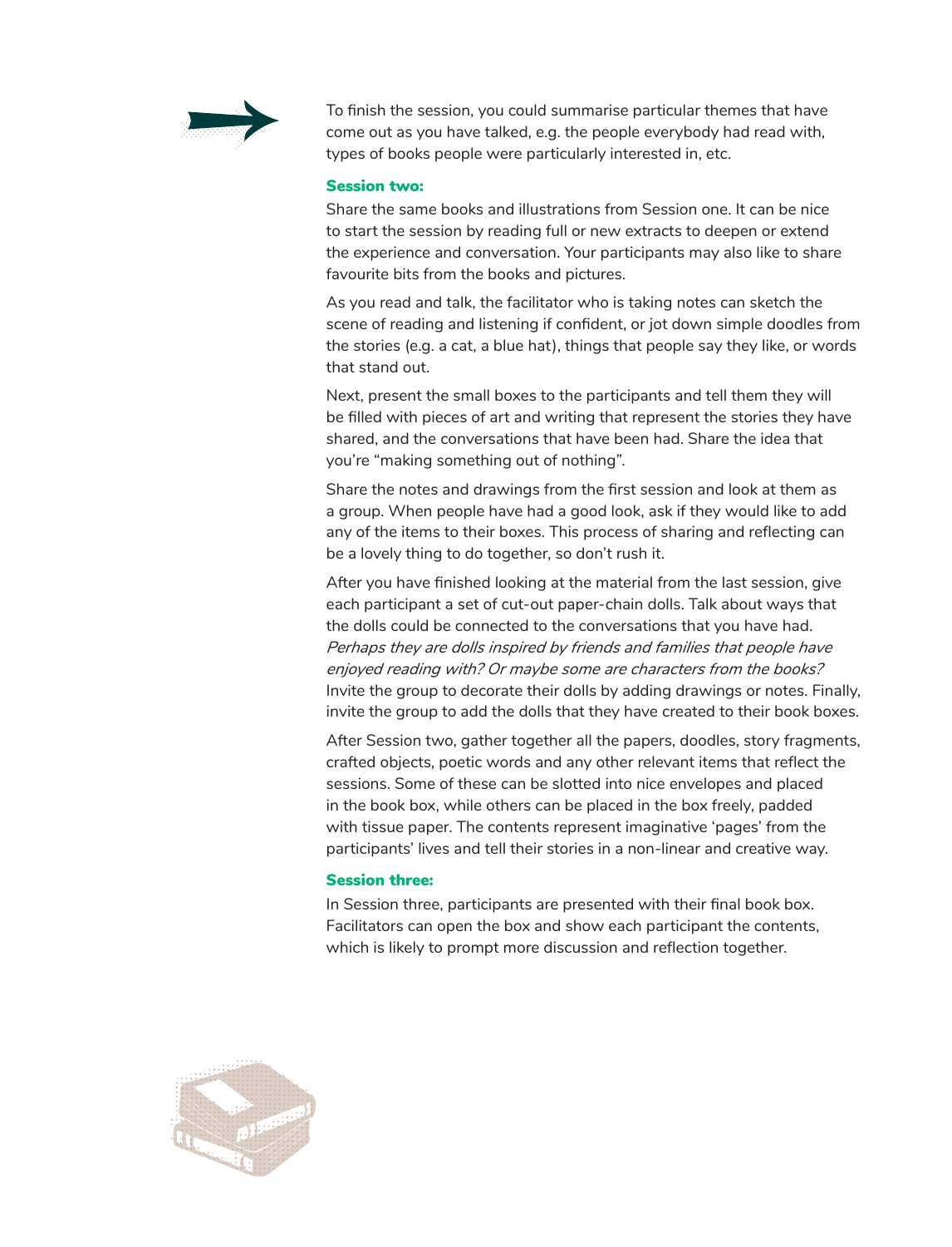To finish the session, you could summarise particular themes that have come out as you have talked, e.g. the people everybody had read with, types of books people were particularly interested in, etc.

### Session two:

Share the same books and illustrations from Session one. It can be nice to start the session by reading full or new extracts to deepen or extend the experience and conversation. Your participants may also like to share favourite bits from the books and pictures.

As you read and talk, the facilitator who is taking notes can sketch the scene of reading and listening if confident, or jot down simple doodles from the stories (e.g. a cat, a blue hat), things that people say they like, or words that stand out.

Next, present the small boxes to the participants and tell them they will be filled with pieces of art and writing that represent the stories they have shared, and the conversations that have been had. Share the idea that you're "making something out of nothing".

Share the notes and drawings from the first session and look at them as a group. When people have had a good look, ask if they would like to add any of the items to their boxes. This process of sharing and reflecting can be a lovely thing to do together, so don't rush it.

After you have finished looking at the material from the last session, give each participant a set of cut-out paper-chain dolls. Talk about ways that the dolls could be connected to the conversations that you have had. *Perhaps they are dolls inspired by friends and families that people have enjoyed reading with? Or maybe some are characters from the books?* Invite the group to decorate their dolls by adding drawings or notes. Finally, invite the group to add the dolls that they have created to their book boxes.

After Session two, gather together all the papers, doodles, story fragments, crafted objects, poetic words and any other relevant items that reflect the sessions. Some of these can be slotted into nice envelopes and placed in the book box, while others can be placed in the box freely, padded with tissue paper. The contents represent imaginative 'pages' from the participants' lives and tell their stories in a non-linear and creative way.

### Session three:

In Session three, participants are presented with their final book box. Facilitators can open the box and show each participant the contents, which is likely to prompt more discussion and reflection together.